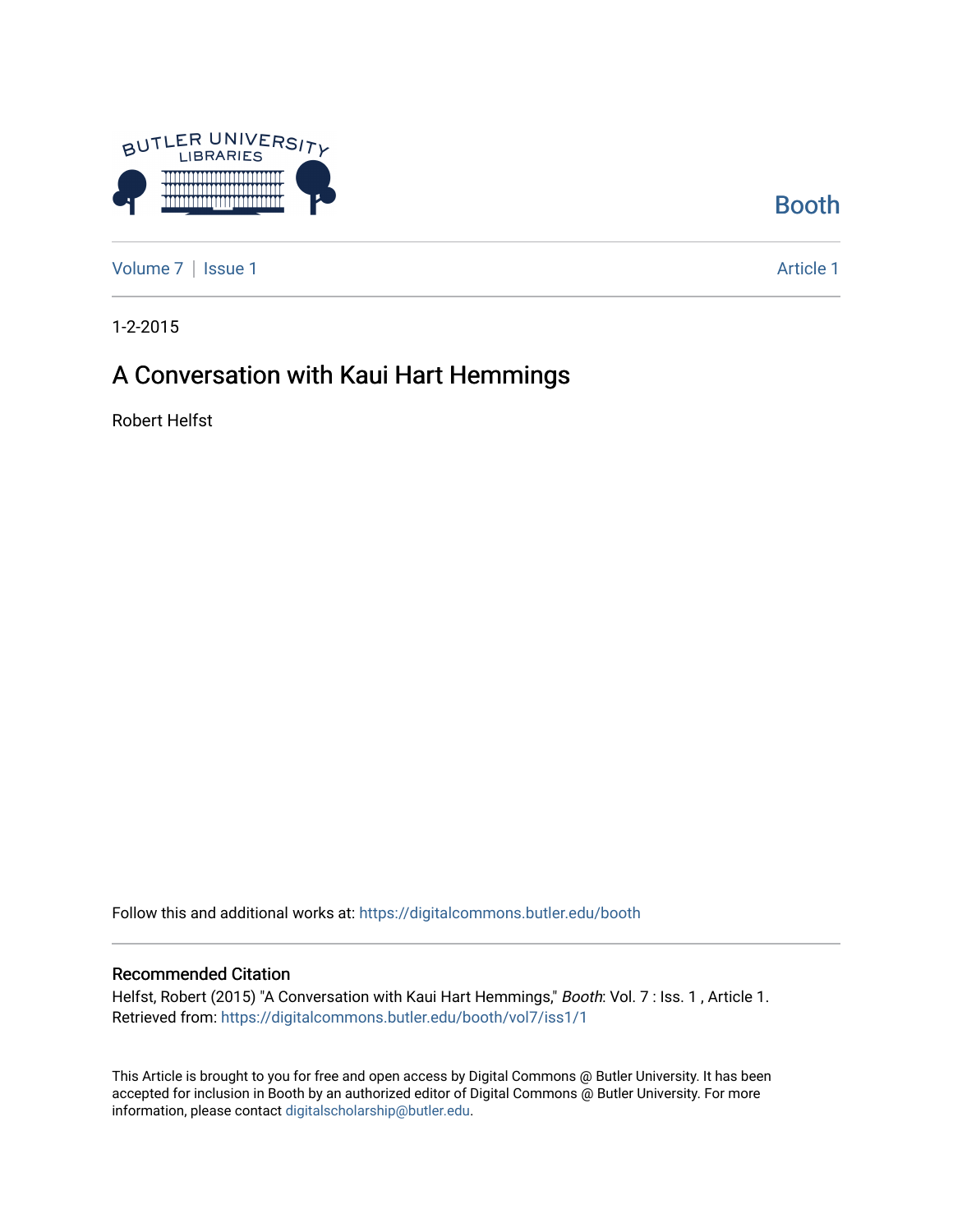Booth

Volume 7 | Issue 1 | Article 1

1-2-2015

# A Conversation with Kaui Hart Hemmings

Robert Helfst

Follow this and additional works at: https://digitalcommons.butler.edu/booth

## Recommended Citation

Helfst, Robert (2015) "A Conversation with Kaui Hart Hemmings," *Booth*: Vol. 7 : Iss. 1 , Article 1.
Retrieved from: https://digitalcommons.butler.edu/booth/vol7/iss1/1

This Article is brought to you for free and open access by Digital Commons @ Butler University. It has been accepted for inclusion in Booth by an authorized editor of Digital Commons @ Butler University. For more information, please contact digitalscholarship@butler.edu.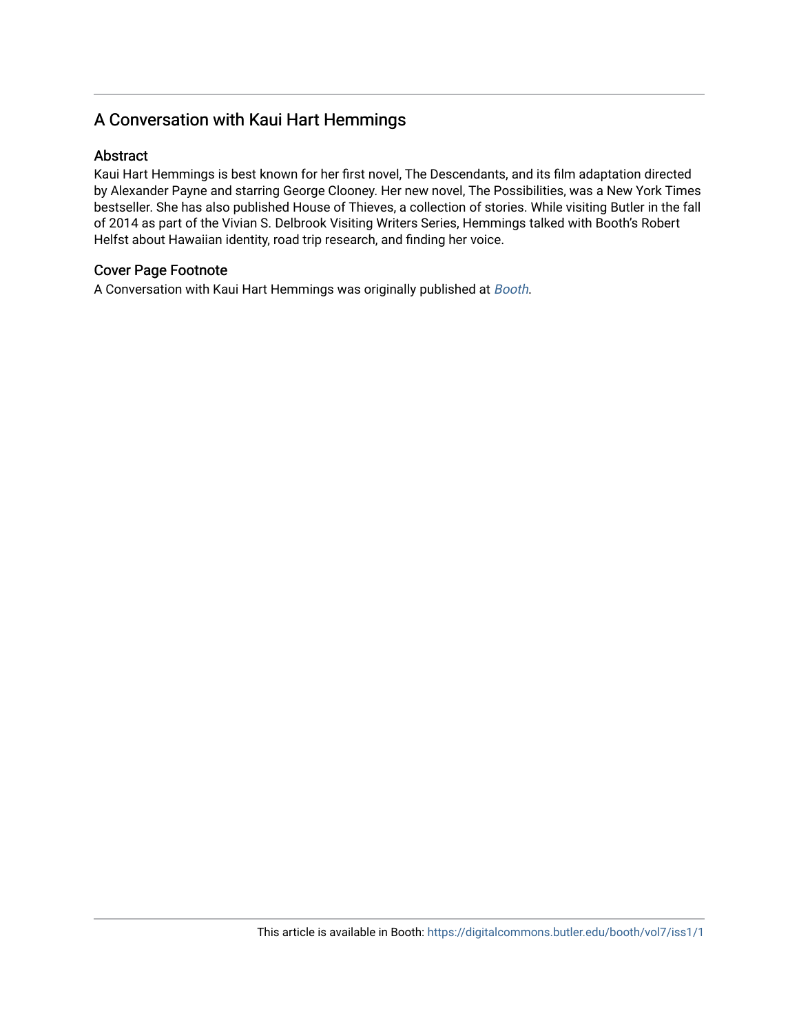## A Conversation with Kaui Hart Hemmings

### Abstract

Kaui Hart Hemmings is best known for her first novel, The Descendants, and its film adaptation directed by Alexander Payne and starring George Clooney. Her new novel, The Possibilities, was a New York Times bestseller. She has also published House of Thieves, a collection of stories. While visiting Butler in the fall of 2014 as part of the Vivian S. Delbrook Visiting Writers Series, Hemmings talked with Booth's Robert Helfst about Hawaiian identity, road trip research, and finding her voice.

### Cover Page Footnote

A Conversation with Kaui Hart Hemmings was originally published at *Booth*.

This article is available in Booth: https://digitalcommons.butler.edu/booth/vol7/iss1/1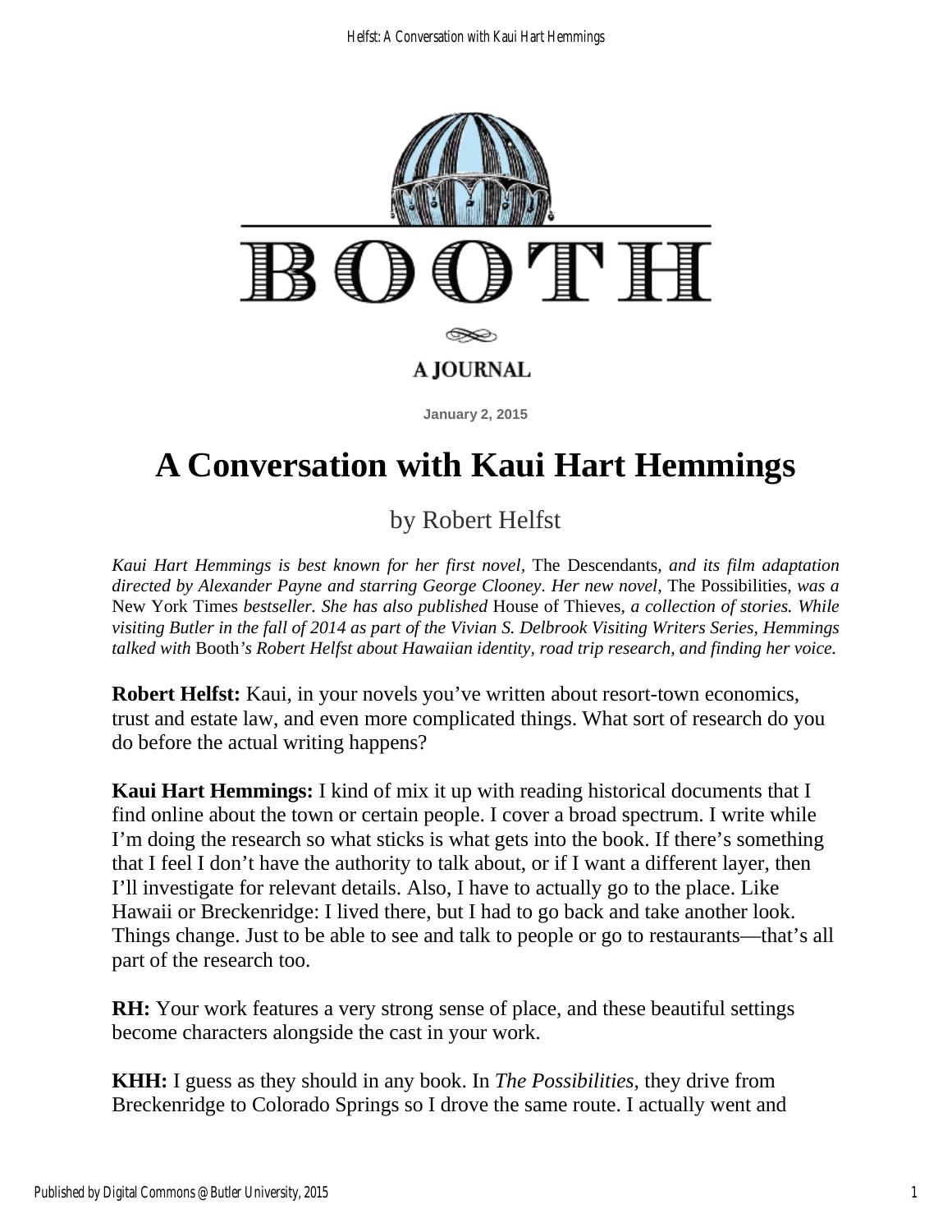BOOTH

A JOURNAL

January 2, 2015

# A Conversation with Kaui Hart Hemmings

by Robert Helfst

*Kaui Hart Hemmings is best known for her first novel,* The Descendants, *and its film adaptation directed by Alexander Payne and starring George Clooney. Her new novel,* The Possibilities, *was a* New York Times *bestseller. She has also published* House of Thieves, *a collection of stories. While visiting Butler in the fall of 2014 as part of the Vivian S. Delbrook Visiting Writers Series, Hemmings talked with* Booth*'s Robert Helfst about Hawaiian identity, road trip research, and finding her voice.*

**Robert Helfst:** Kaui, in your novels you've written about resort-town economics, trust and estate law, and even more complicated things. What sort of research do you do before the actual writing happens?

**Kaui Hart Hemmings:** I kind of mix it up with reading historical documents that I find online about the town or certain people. I cover a broad spectrum. I write while I'm doing the research so what sticks is what gets into the book. If there's something that I feel I don't have the authority to talk about, or if I want a different layer, then I'll investigate for relevant details. Also, I have to actually go to the place. Like Hawaii or Breckenridge: I lived there, but I had to go back and take another look. Things change. Just to be able to see and talk to people or go to restaurants—that's all part of the research too.

**RH:** Your work features a very strong sense of place, and these beautiful settings become characters alongside the cast in your work.

**KHH:** I guess as they should in any book. In *The Possibilities*, they drive from Breckenridge to Colorado Springs so I drove the same route. I actually went and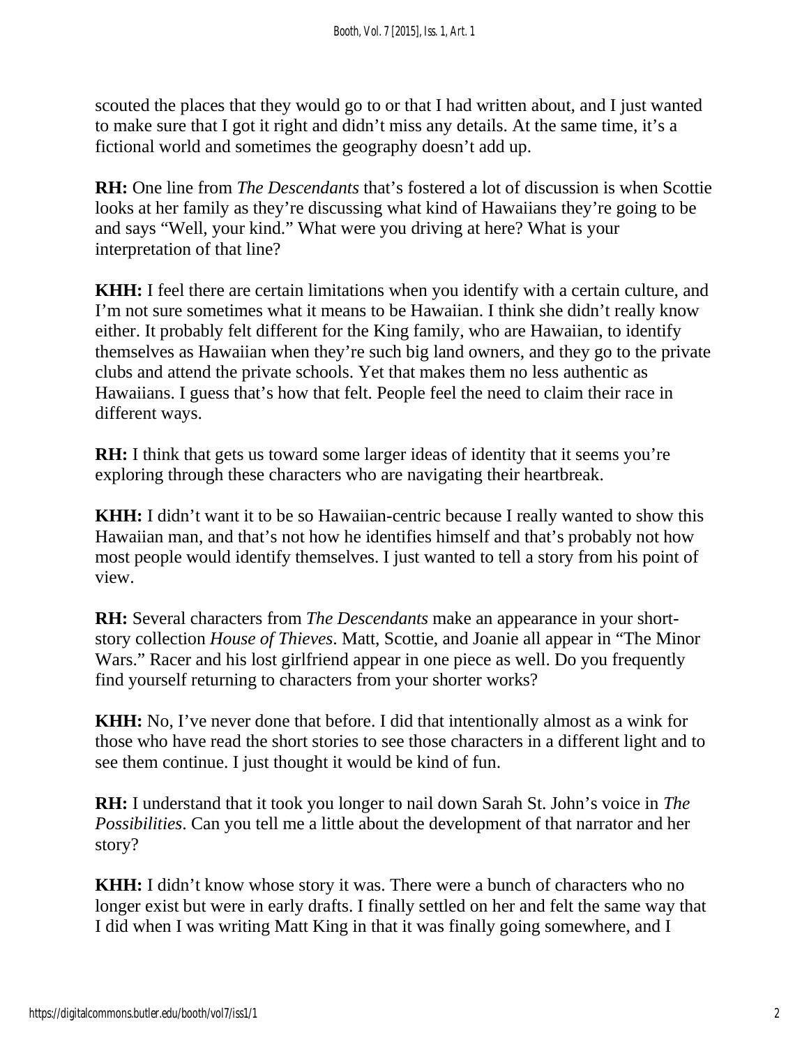scouted the places that they would go to or that I had written about, and I just wanted to make sure that I got it right and didn't miss any details. At the same time, it's a fictional world and sometimes the geography doesn't add up.

**RH:** One line from *The Descendants* that's fostered a lot of discussion is when Scottie looks at her family as they're discussing what kind of Hawaiians they're going to be and says "Well, your kind." What were you driving at here? What is your interpretation of that line?

**KHH:** I feel there are certain limitations when you identify with a certain culture, and I'm not sure sometimes what it means to be Hawaiian. I think she didn't really know either. It probably felt different for the King family, who are Hawaiian, to identify themselves as Hawaiian when they're such big land owners, and they go to the private clubs and attend the private schools. Yet that makes them no less authentic as Hawaiians. I guess that's how that felt. People feel the need to claim their race in different ways.

**RH:** I think that gets us toward some larger ideas of identity that it seems you're exploring through these characters who are navigating their heartbreak.

**KHH:** I didn't want it to be so Hawaiian-centric because I really wanted to show this Hawaiian man, and that's not how he identifies himself and that's probably not how most people would identify themselves. I just wanted to tell a story from his point of view.

**RH:** Several characters from *The Descendants* make an appearance in your short-story collection *House of Thieves*. Matt, Scottie, and Joanie all appear in "The Minor Wars." Racer and his lost girlfriend appear in one piece as well. Do you frequently find yourself returning to characters from your shorter works?

**KHH:** No, I've never done that before. I did that intentionally almost as a wink for those who have read the short stories to see those characters in a different light and to see them continue. I just thought it would be kind of fun.

**RH:** I understand that it took you longer to nail down Sarah St. John's voice in *The Possibilities*. Can you tell me a little about the development of that narrator and her story?

**KHH:** I didn't know whose story it was. There were a bunch of characters who no longer exist but were in early drafts. I finally settled on her and felt the same way that I did when I was writing Matt King in that it was finally going somewhere, and I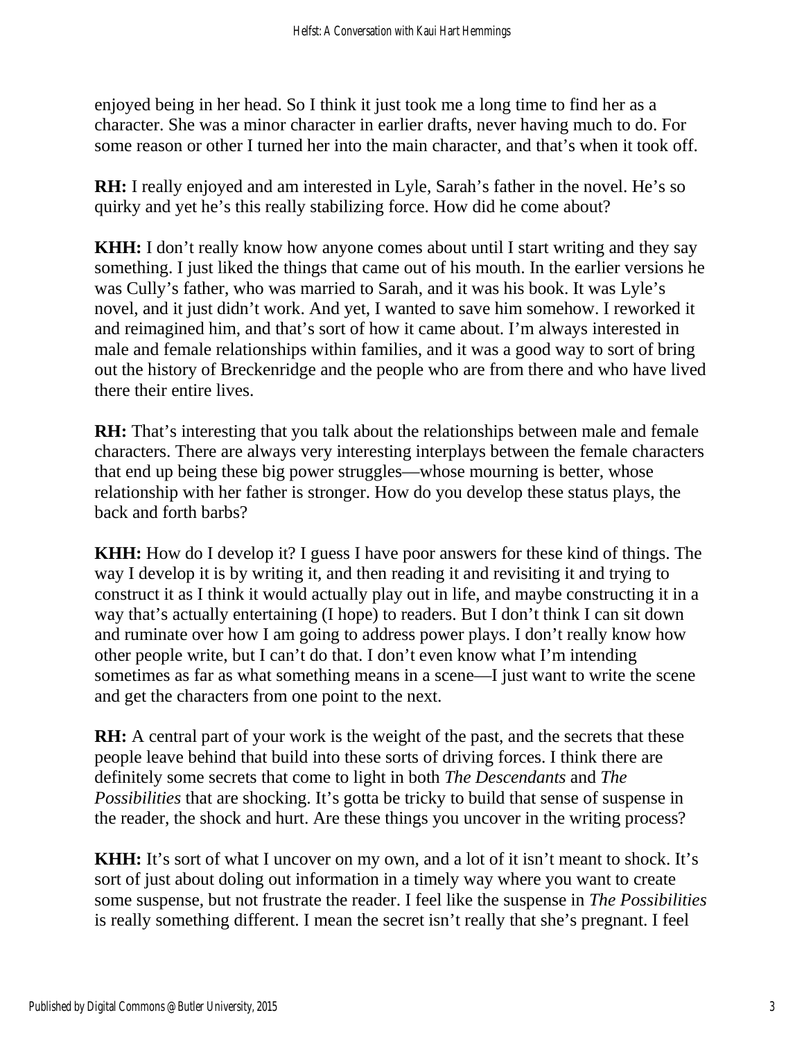enjoyed being in her head. So I think it just took me a long time to find her as a character. She was a minor character in earlier drafts, never having much to do. For some reason or other I turned her into the main character, and that's when it took off.

**RH:** I really enjoyed and am interested in Lyle, Sarah's father in the novel. He's so quirky and yet he's this really stabilizing force. How did he come about?

**KHH:** I don't really know how anyone comes about until I start writing and they say something. I just liked the things that came out of his mouth. In the earlier versions he was Cully's father, who was married to Sarah, and it was his book. It was Lyle's novel, and it just didn't work. And yet, I wanted to save him somehow. I reworked it and reimagined him, and that's sort of how it came about. I'm always interested in male and female relationships within families, and it was a good way to sort of bring out the history of Breckenridge and the people who are from there and who have lived there their entire lives.

**RH:** That's interesting that you talk about the relationships between male and female characters. There are always very interesting interplays between the female characters that end up being these big power struggles—whose mourning is better, whose relationship with her father is stronger. How do you develop these status plays, the back and forth barbs?

**KHH:** How do I develop it? I guess I have poor answers for these kind of things. The way I develop it is by writing it, and then reading it and revisiting it and trying to construct it as I think it would actually play out in life, and maybe constructing it in a way that's actually entertaining (I hope) to readers. But I don't think I can sit down and ruminate over how I am going to address power plays. I don't really know how other people write, but I can't do that. I don't even know what I'm intending sometimes as far as what something means in a scene—I just want to write the scene and get the characters from one point to the next.

**RH:** A central part of your work is the weight of the past, and the secrets that these people leave behind that build into these sorts of driving forces. I think there are definitely some secrets that come to light in both *The Descendants* and *The Possibilities* that are shocking. It's gotta be tricky to build that sense of suspense in the reader, the shock and hurt. Are these things you uncover in the writing process?

**KHH:** It's sort of what I uncover on my own, and a lot of it isn't meant to shock. It's sort of just about doling out information in a timely way where you want to create some suspense, but not frustrate the reader. I feel like the suspense in *The Possibilities* is really something different. I mean the secret isn't really that she's pregnant. I feel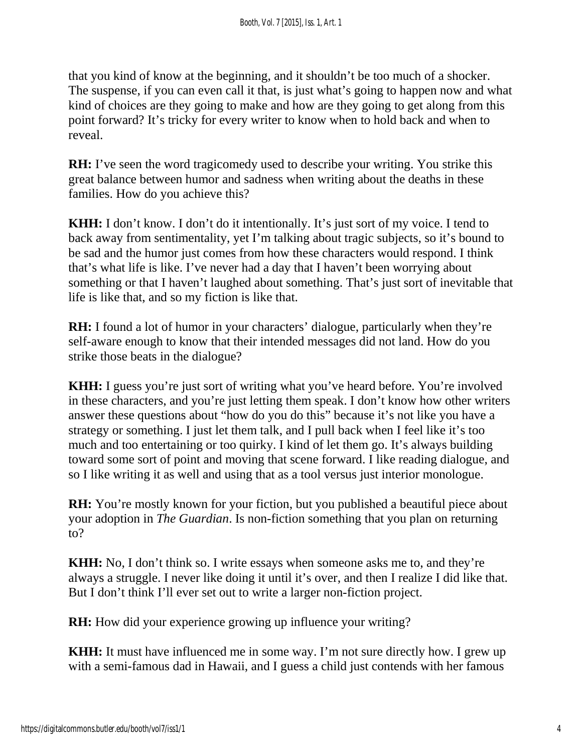that you kind of know at the beginning, and it shouldn't be too much of a shocker. The suspense, if you can even call it that, is just what's going to happen now and what kind of choices are they going to make and how are they going to get along from this point forward? It's tricky for every writer to know when to hold back and when to reveal.

**RH:** I've seen the word tragicomedy used to describe your writing. You strike this great balance between humor and sadness when writing about the deaths in these families. How do you achieve this?

**KHH:** I don't know. I don't do it intentionally. It's just sort of my voice. I tend to back away from sentimentality, yet I'm talking about tragic subjects, so it's bound to be sad and the humor just comes from how these characters would respond. I think that's what life is like. I've never had a day that I haven't been worrying about something or that I haven't laughed about something. That's just sort of inevitable that life is like that, and so my fiction is like that.

**RH:** I found a lot of humor in your characters' dialogue, particularly when they're self-aware enough to know that their intended messages did not land. How do you strike those beats in the dialogue?

**KHH:** I guess you're just sort of writing what you've heard before. You're involved in these characters, and you're just letting them speak. I don't know how other writers answer these questions about "how do you do this" because it's not like you have a strategy or something. I just let them talk, and I pull back when I feel like it's too much and too entertaining or too quirky. I kind of let them go. It's always building toward some sort of point and moving that scene forward. I like reading dialogue, and so I like writing it as well and using that as a tool versus just interior monologue.

**RH:** You're mostly known for your fiction, but you published a beautiful piece about your adoption in *The Guardian*. Is non-fiction something that you plan on returning to?

**KHH:** No, I don't think so. I write essays when someone asks me to, and they're always a struggle. I never like doing it until it's over, and then I realize I did like that. But I don't think I'll ever set out to write a larger non-fiction project.

**RH:** How did your experience growing up influence your writing?

**KHH:** It must have influenced me in some way. I'm not sure directly how. I grew up with a semi-famous dad in Hawaii, and I guess a child just contends with her famous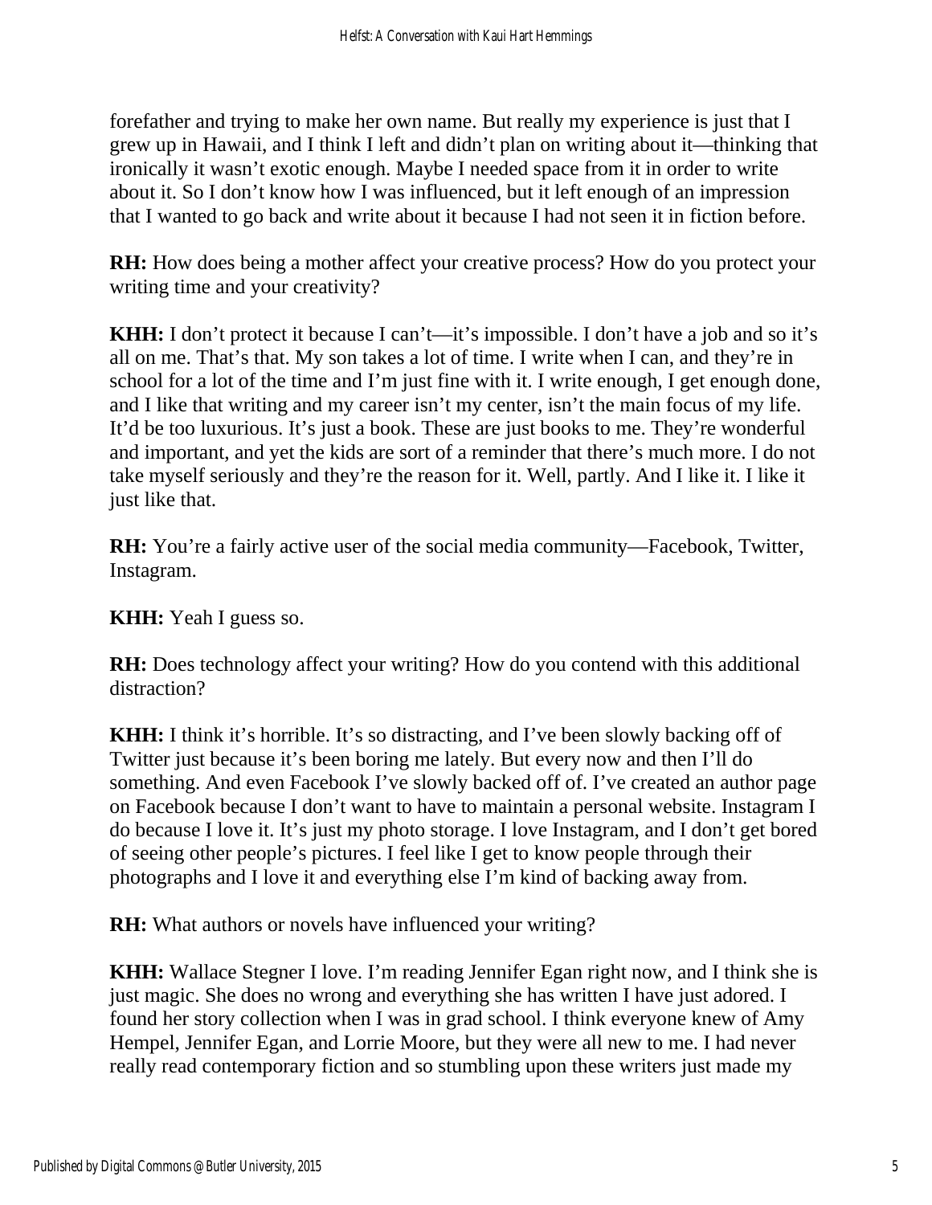forefather and trying to make her own name. But really my experience is just that I grew up in Hawaii, and I think I left and didn't plan on writing about it—thinking that ironically it wasn't exotic enough. Maybe I needed space from it in order to write about it. So I don't know how I was influenced, but it left enough of an impression that I wanted to go back and write about it because I had not seen it in fiction before.

**RH:** How does being a mother affect your creative process? How do you protect your writing time and your creativity?

**KHH:** I don't protect it because I can't—it's impossible. I don't have a job and so it's all on me. That's that. My son takes a lot of time. I write when I can, and they're in school for a lot of the time and I'm just fine with it. I write enough, I get enough done, and I like that writing and my career isn't my center, isn't the main focus of my life. It'd be too luxurious. It's just a book. These are just books to me. They're wonderful and important, and yet the kids are sort of a reminder that there's much more. I do not take myself seriously and they're the reason for it. Well, partly. And I like it. I like it just like that.

**RH:** You're a fairly active user of the social media community—Facebook, Twitter, Instagram.

**KHH:** Yeah I guess so.

**RH:** Does technology affect your writing? How do you contend with this additional distraction?

**KHH:** I think it's horrible. It's so distracting, and I've been slowly backing off of Twitter just because it's been boring me lately. But every now and then I'll do something. And even Facebook I've slowly backed off of. I've created an author page on Facebook because I don't want to have to maintain a personal website. Instagram I do because I love it. It's just my photo storage. I love Instagram, and I don't get bored of seeing other people's pictures. I feel like I get to know people through their photographs and I love it and everything else I'm kind of backing away from.

**RH:** What authors or novels have influenced your writing?

**KHH:** Wallace Stegner I love. I'm reading Jennifer Egan right now, and I think she is just magic. She does no wrong and everything she has written I have just adored. I found her story collection when I was in grad school. I think everyone knew of Amy Hempel, Jennifer Egan, and Lorrie Moore, but they were all new to me. I had never really read contemporary fiction and so stumbling upon these writers just made my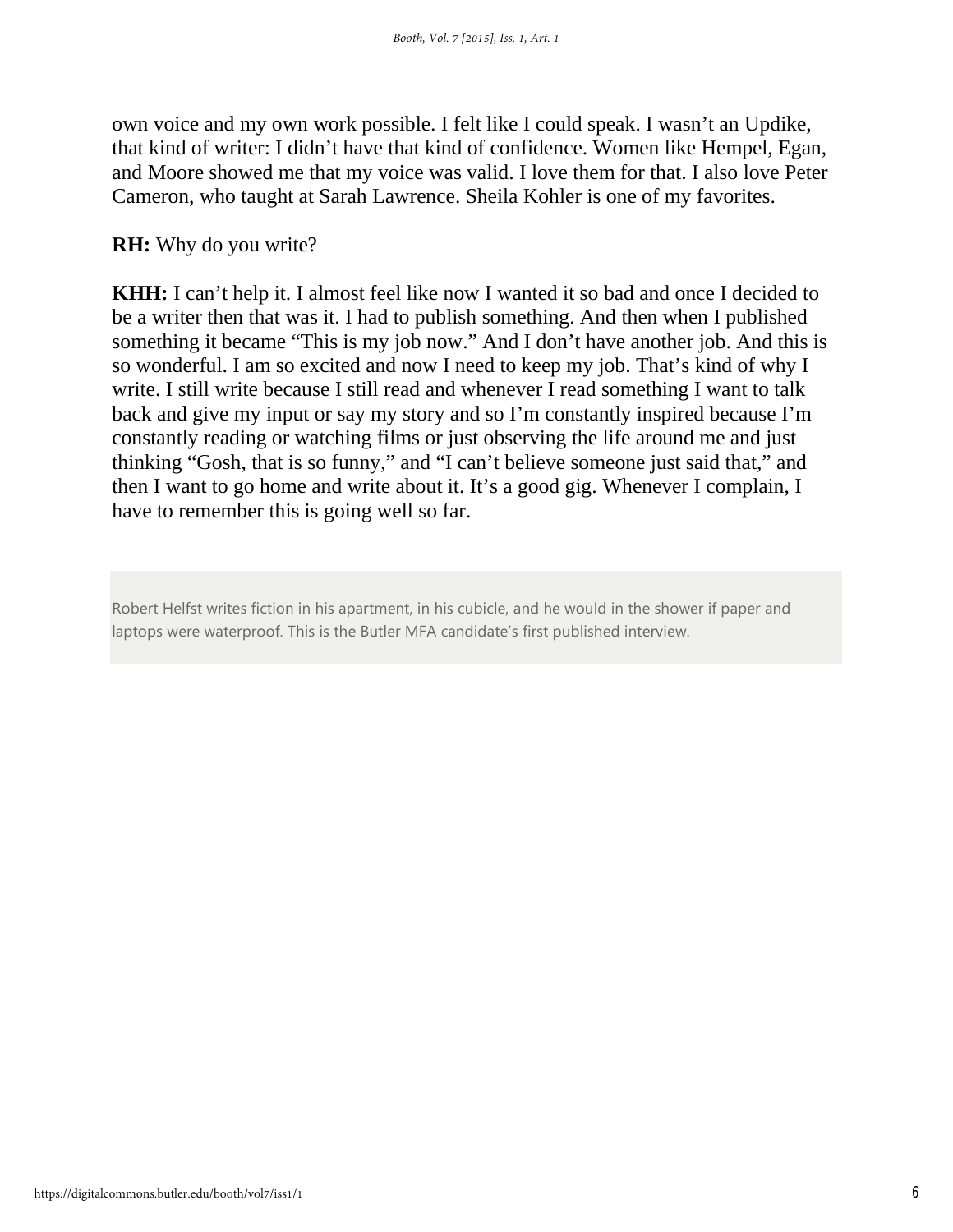own voice and my own work possible. I felt like I could speak. I wasn't an Updike, that kind of writer: I didn't have that kind of confidence. Women like Hempel, Egan, and Moore showed me that my voice was valid. I love them for that. I also love Peter Cameron, who taught at Sarah Lawrence. Sheila Kohler is one of my favorites.

**RH:** Why do you write?

**KHH:** I can't help it. I almost feel like now I wanted it so bad and once I decided to be a writer then that was it. I had to publish something. And then when I published something it became "This is my job now." And I don't have another job. And this is so wonderful. I am so excited and now I need to keep my job. That's kind of why I write. I still write because I still read and whenever I read something I want to talk back and give my input or say my story and so I'm constantly inspired because I'm constantly reading or watching films or just observing the life around me and just thinking "Gosh, that is so funny," and "I can't believe someone just said that," and then I want to go home and write about it. It's a good gig. Whenever I complain, I have to remember this is going well so far.

Robert Helfst writes fiction in his apartment, in his cubicle, and he would in the shower if paper and laptops were waterproof. This is the Butler MFA candidate's first published interview.